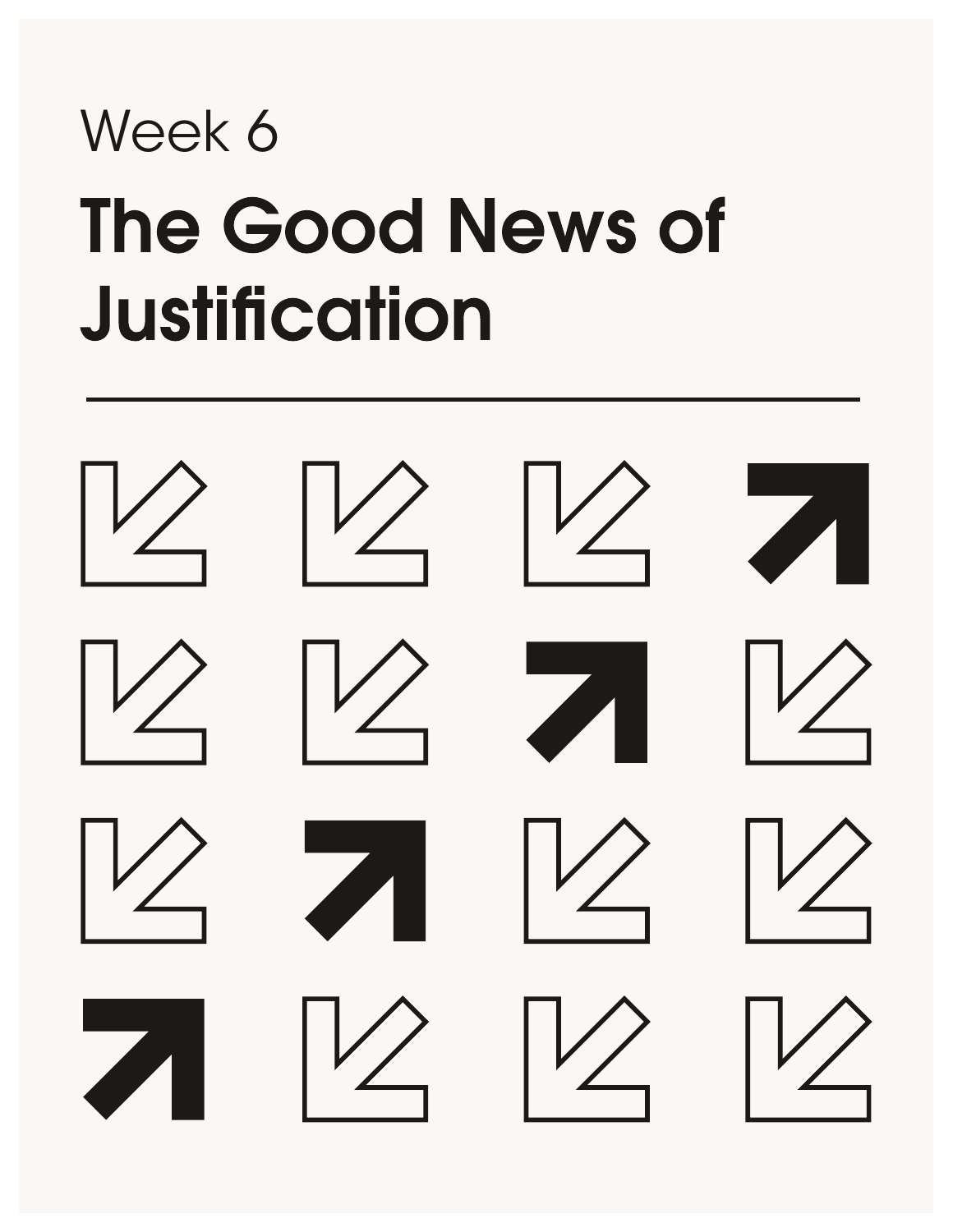Week 6

# The Good News of Justification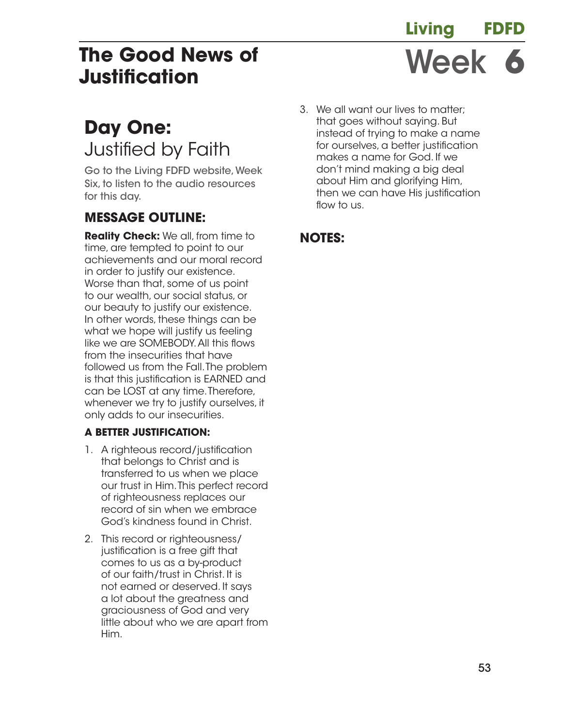# The Good News of Justification

# Week 6

## Day One: Justified by Faith

Go to the Living FDFD website, Week Six, to listen to the audio resources for this day.

### MESSAGE OUTLINE:

**Reality Check:** We all, from time to time, are tempted to point to our achievements and our moral record in order to justify our existence. Worse than that, some of us point to our wealth, our social status, or our beauty to justify our existence. In other words, these things can be what we hope will justify us feeling like we are SOMEBODY. All this flows from the insecurities that have followed us from the Fall. The problem is that this justification is EARNED and can be LOST at any time. Therefore, whenever we try to justify ourselves, it only adds to our insecurities.

#### A BETTER JUSTIFICATION:

1. A righteous record/justification that belongs to Christ and is transferred to us when we place our trust in Him. This perfect record of righteousness replaces our record of sin when we embrace God's kindness found in Christ.
2. This record or righteousness/justification is a free gift that comes to us as a by-product of our faith/trust in Christ. It is not earned or deserved. It says a lot about the greatness and graciousness of God and very little about who we are apart from Him.
3. We all want our lives to matter; that goes without saying. But instead of trying to make a name for ourselves, a better justification makes a name for God. If we don't mind making a big deal about Him and glorifying Him, then we can have His justification flow to us.

### NOTES: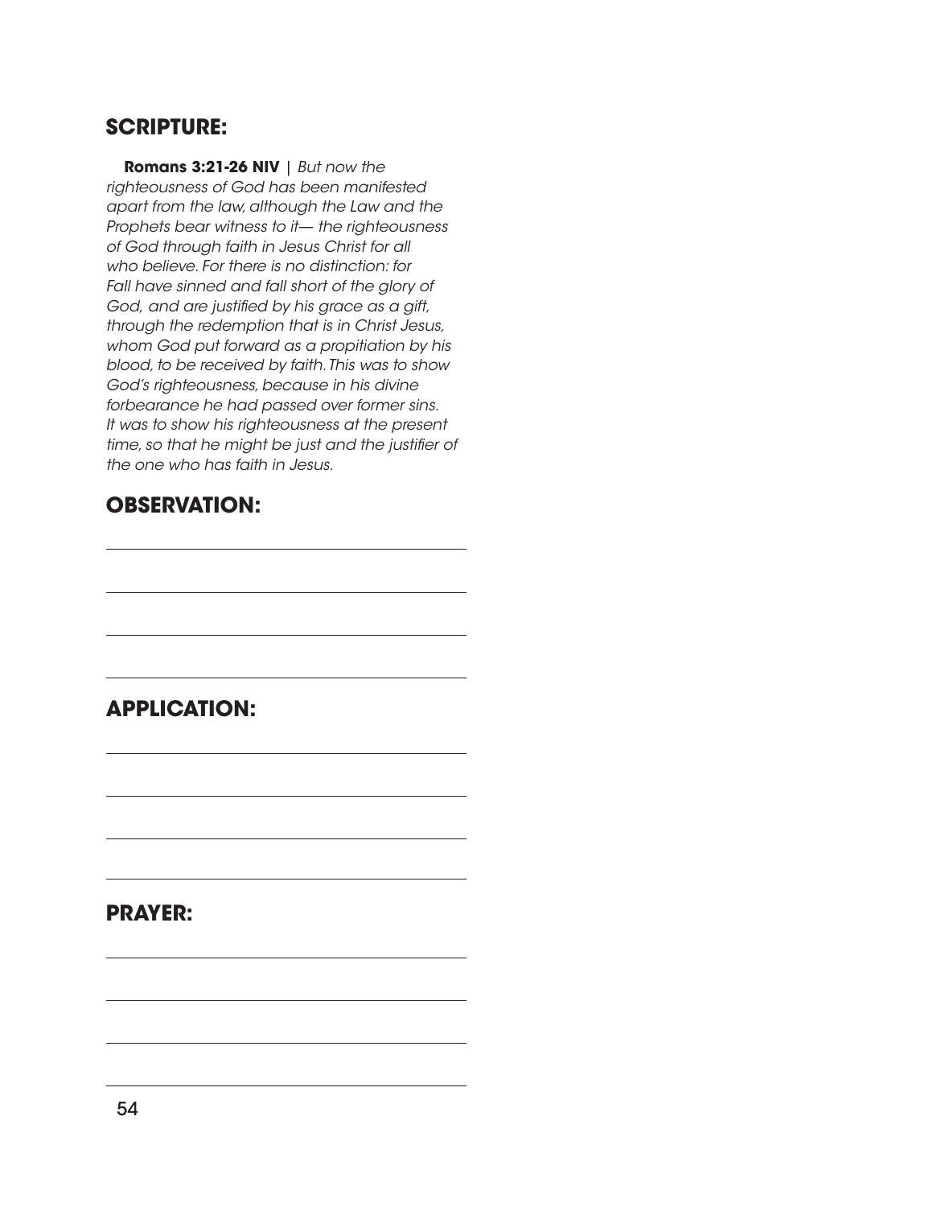## SCRIPTURE:

**Romans 3:21-26 NIV** | *But now the righteousness of God has been manifested apart from the law, although the Law and the Prophets bear witness to it— the righteousness of God through faith in Jesus Christ for all who believe. For there is no distinction: for Fall have sinned and fall short of the glory of God, and are justified by his grace as a gift, through the redemption that is in Christ Jesus, whom God put forward as a propitiation by his blood, to be received by faith. This was to show God's righteousness, because in his divine forbearance he had passed over former sins. It was to show his righteousness at the present time, so that he might be just and the justifier of the one who has faith in Jesus.*

## OBSERVATION:

\_\_\_\_\_\_\_\_\_\_\_\_\_\_\_\_\_\_\_\_\_\_\_\_\_\_\_\_\_\_\_\_\_\_\_\_\_\_\_\_

\_\_\_\_\_\_\_\_\_\_\_\_\_\_\_\_\_\_\_\_\_\_\_\_\_\_\_\_\_\_\_\_\_\_\_\_\_\_\_\_

\_\_\_\_\_\_\_\_\_\_\_\_\_\_\_\_\_\_\_\_\_\_\_\_\_\_\_\_\_\_\_\_\_\_\_\_\_\_\_\_

\_\_\_\_\_\_\_\_\_\_\_\_\_\_\_\_\_\_\_\_\_\_\_\_\_\_\_\_\_\_\_\_\_\_\_\_\_\_\_\_

## APPLICATION:

\_\_\_\_\_\_\_\_\_\_\_\_\_\_\_\_\_\_\_\_\_\_\_\_\_\_\_\_\_\_\_\_\_\_\_\_\_\_\_\_

\_\_\_\_\_\_\_\_\_\_\_\_\_\_\_\_\_\_\_\_\_\_\_\_\_\_\_\_\_\_\_\_\_\_\_\_\_\_\_\_

\_\_\_\_\_\_\_\_\_\_\_\_\_\_\_\_\_\_\_\_\_\_\_\_\_\_\_\_\_\_\_\_\_\_\_\_\_\_\_\_

\_\_\_\_\_\_\_\_\_\_\_\_\_\_\_\_\_\_\_\_\_\_\_\_\_\_\_\_\_\_\_\_\_\_\_\_\_\_\_\_

## PRAYER:

\_\_\_\_\_\_\_\_\_\_\_\_\_\_\_\_\_\_\_\_\_\_\_\_\_\_\_\_\_\_\_\_\_\_\_\_\_\_\_\_

\_\_\_\_\_\_\_\_\_\_\_\_\_\_\_\_\_\_\_\_\_\_\_\_\_\_\_\_\_\_\_\_\_\_\_\_\_\_\_\_

\_\_\_\_\_\_\_\_\_\_\_\_\_\_\_\_\_\_\_\_\_\_\_\_\_\_\_\_\_\_\_\_\_\_\_\_\_\_\_\_

\_\_\_\_\_\_\_\_\_\_\_\_\_\_\_\_\_\_\_\_\_\_\_\_\_\_\_\_\_\_\_\_\_\_\_\_\_\_\_\_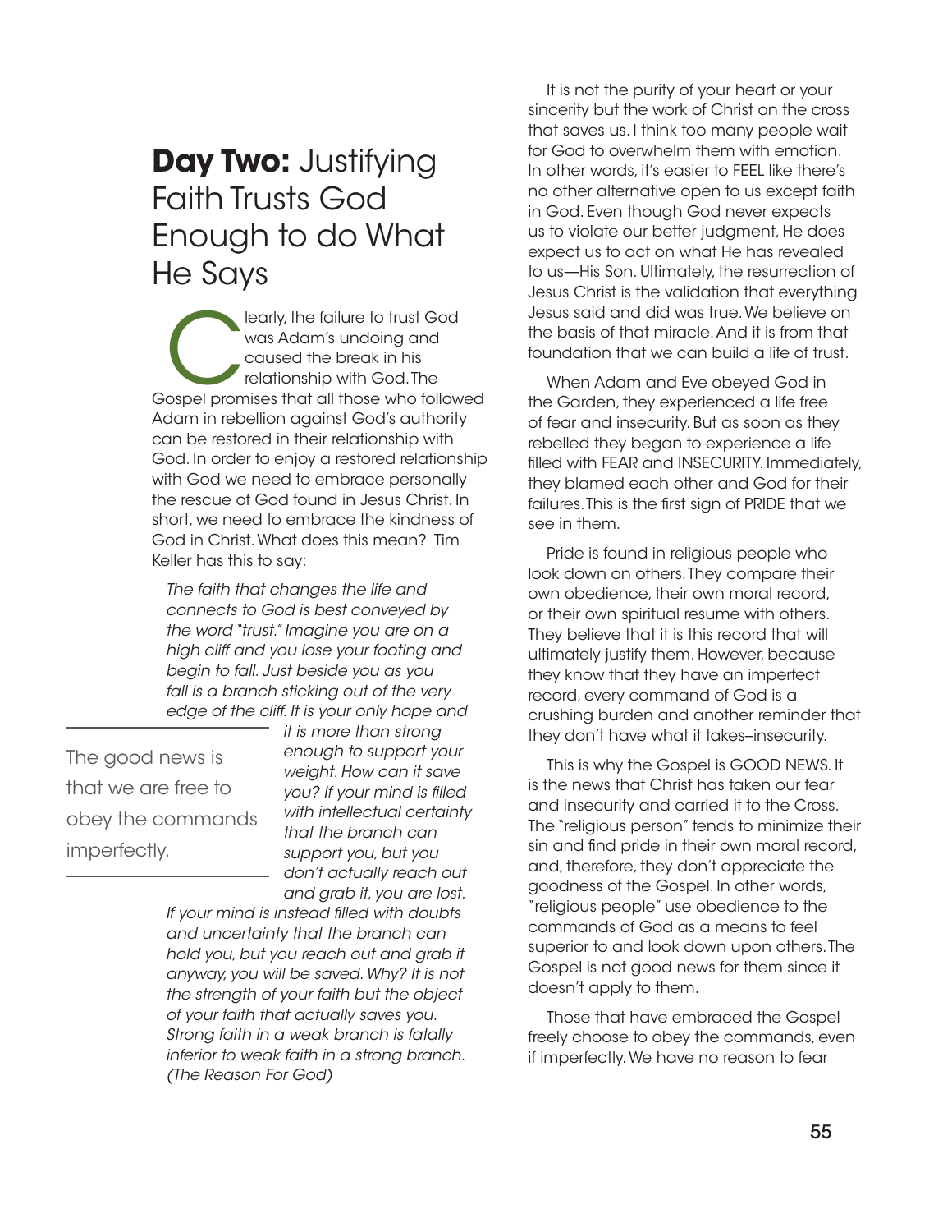## **Day Two:** Justifying Faith Trusts God Enough to do What He Says

Clearly, the failure to trust God was Adam's undoing and caused the break in his relationship with God. The Gospel promises that all those who followed Adam in rebellion against God's authority can be restored in their relationship with God. In order to enjoy a restored relationship with God we need to embrace personally the rescue of God found in Jesus Christ. In short, we need to embrace the kindness of God in Christ. What does this mean? Tim Keller has this to say:

> *The faith that changes the life and connects to God is best conveyed by the word "trust." Imagine you are on a high cliff and you lose your footing and begin to fall. Just beside you as you fall is a branch sticking out of the very edge of the cliff. It is your only hope and it is more than strong enough to support your weight. How can it save you? If your mind is filled with intellectual certainty that the branch can support you, but you don't actually reach out and grab it, you are lost. If your mind is instead filled with doubts and uncertainty that the branch can hold you, but you reach out and grab it anyway, you will be saved. Why? It is not the strength of your faith but the object of your faith that actually saves you. Strong faith in a weak branch is fatally inferior to weak faith in a strong branch. (The Reason For God)*

> The good news is that we are free to obey the commands imperfectly.

It is not the purity of your heart or your sincerity but the work of Christ on the cross that saves us. I think too many people wait for God to overwhelm them with emotion. In other words, it's easier to FEEL like there's no other alternative open to us except faith in God. Even though God never expects us to violate our better judgment, He does expect us to act on what He has revealed to us—His Son. Ultimately, the resurrection of Jesus Christ is the validation that everything Jesus said and did was true. We believe on the basis of that miracle. And it is from that foundation that we can build a life of trust.

When Adam and Eve obeyed God in the Garden, they experienced a life free of fear and insecurity. But as soon as they rebelled they began to experience a life filled with FEAR and INSECURITY. Immediately, they blamed each other and God for their failures. This is the first sign of PRIDE that we see in them.

Pride is found in religious people who look down on others. They compare their own obedience, their own moral record, or their own spiritual resume with others. They believe that it is this record that will ultimately justify them. However, because they know that they have an imperfect record, every command of God is a crushing burden and another reminder that they don't have what it takes–insecurity.

This is why the Gospel is GOOD NEWS. It is the news that Christ has taken our fear and insecurity and carried it to the Cross. The "religious person" tends to minimize their sin and find pride in their own moral record, and, therefore, they don't appreciate the goodness of the Gospel. In other words, "religious people" use obedience to the commands of God as a means to feel superior to and look down upon others. The Gospel is not good news for them since it doesn't apply to them.

Those that have embraced the Gospel freely choose to obey the commands, even if imperfectly. We have no reason to fear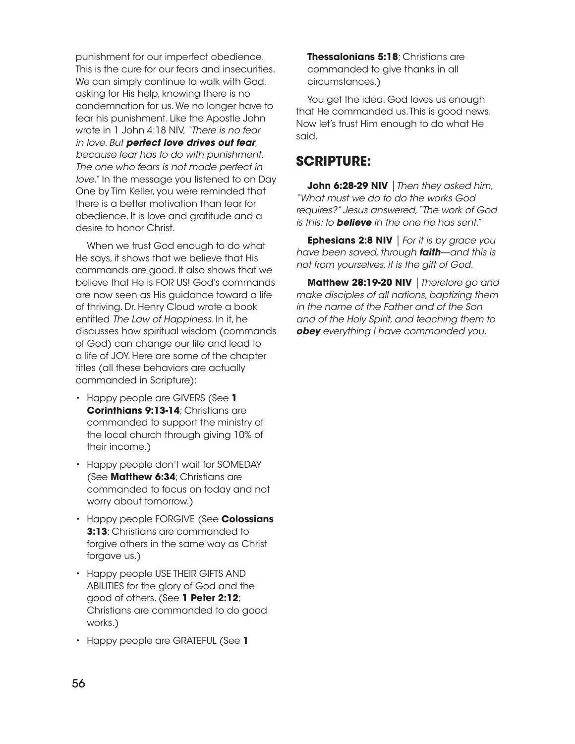punishment for our imperfect obedience. This is the cure for our fears and insecurities. We can simply continue to walk with God, asking for His help, knowing there is no condemnation for us. We no longer have to fear his punishment. Like the Apostle John wrote in 1 John 4:18 NIV, *"There is no fear in love. But **perfect love drives out fear**, because fear has to do with punishment. The one who fears is not made perfect in love."* In the message you listened to on Day One by Tim Keller, you were reminded that there is a better motivation than fear for obedience. It is love and gratitude and a desire to honor Christ.

When we trust God enough to do what He says, it shows that we believe that His commands are good. It also shows that we believe that He is FOR US! God's commands are now seen as His guidance toward a life of thriving. Dr. Henry Cloud wrote a book entitled *The Law of Happiness*. In it, he discusses how spiritual wisdom (commands of God) can change our life and lead to a life of JOY. Here are some of the chapter titles (all these behaviors are actually commanded in Scripture):

- Happy people are GIVERS (See **1 Corinthians 9:13-14**; Christians are commanded to support the ministry of the local church through giving 10% of their income.)
- Happy people don't wait for SOMEDAY (See **Matthew 6:34**; Christians are commanded to focus on today and not worry about tomorrow.)
- Happy people FORGIVE (See **Colossians 3:13**; Christians are commanded to forgive others in the same way as Christ forgave us.)
- Happy people USE THEIR GIFTS AND ABILITIES for the glory of God and the good of others. (See **1 Peter 2:12**; Christians are commanded to do good works.)
- Happy people are GRATEFUL (See **1 Thessalonians 5:18**; Christians are commanded to give thanks in all circumstances.)

You get the idea. God loves us enough that He commanded us. This is good news. Now let's trust Him enough to do what He said.

## SCRIPTURE:

**John 6:28-29 NIV** | *Then they asked him, "What must we do to do the works God requires?" Jesus answered, "The work of God is this: to **believe** in the one he has sent."*

**Ephesians 2:8 NIV** | *For it is by grace you have been saved, through **faith**—and this is not from yourselves, it is the gift of God.*

**Matthew 28:19-20 NIV** | *Therefore go and make disciples of all nations, baptizing them in the name of the Father and of the Son and of the Holy Spirit, and teaching them to **obey** everything I have commanded you.*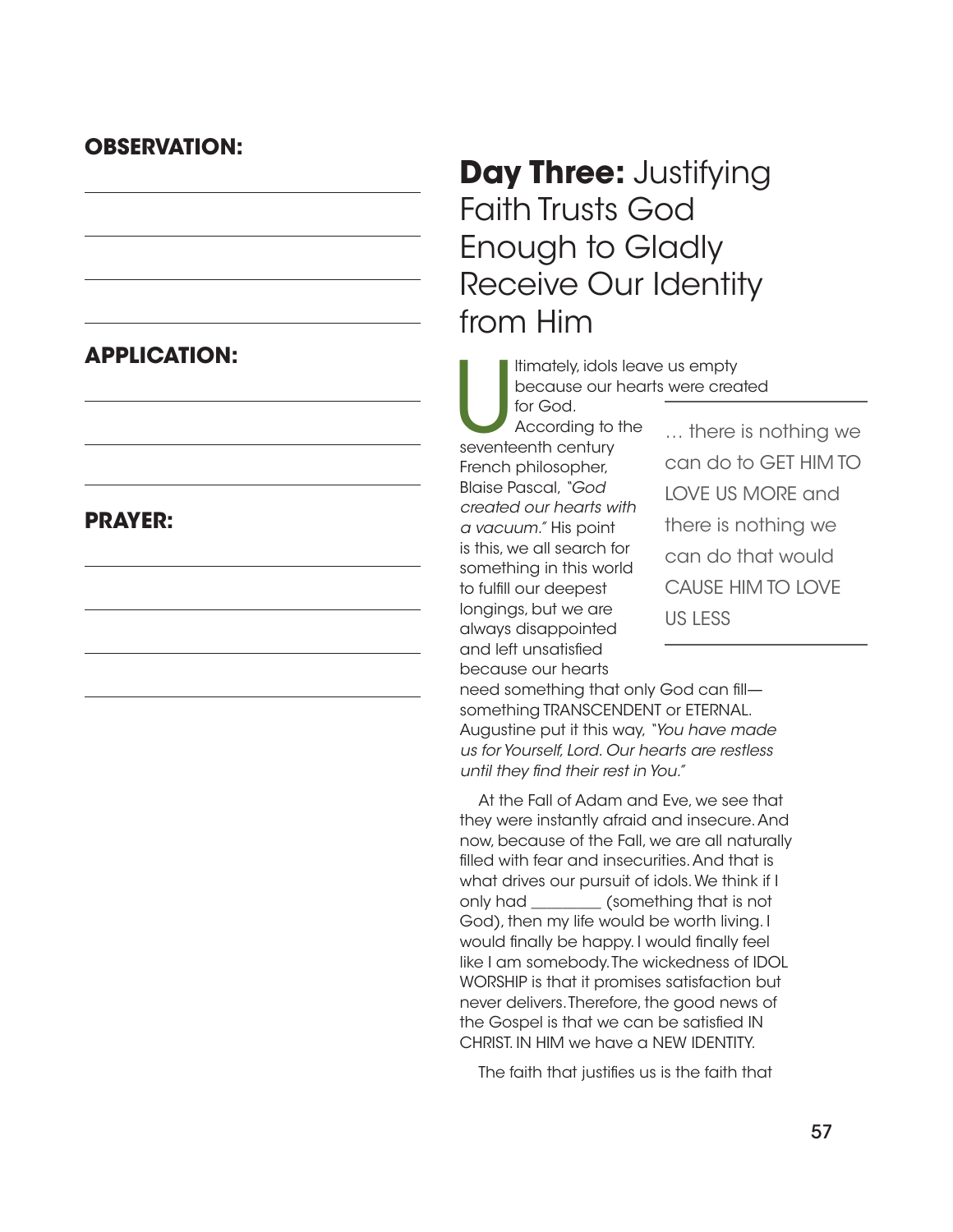**OBSERVATION:**

**APPLICATION:**

**PRAYER:**

## **Day Three:** Justifying Faith Trusts God Enough to Gladly Receive Our Identity from Him

Ultimately, idols leave us empty because our hearts were created for God. According to the seventeenth century French philosopher, Blaise Pascal, *"God created our hearts with a vacuum."* His point is this, we all search for something in this world to fulfill our deepest longings, but we are always disappointed and left unsatisfied because our hearts need something that only God can fill—something TRANSCENDENT or ETERNAL. Augustine put it this way, *"You have made us for Yourself, Lord. Our hearts are restless until they find their rest in You."*

> … there is nothing we can do to GET HIM TO LOVE US MORE and there is nothing we can do that would CAUSE HIM TO LOVE US LESS

At the Fall of Adam and Eve, we see that they were instantly afraid and insecure. And now, because of the Fall, we are all naturally filled with fear and insecurities. And that is what drives our pursuit of idols. We think if I only had _________ (something that is not God), then my life would be worth living. I would finally be happy. I would finally feel like I am somebody. The wickedness of IDOL WORSHIP is that it promises satisfaction but never delivers. Therefore, the good news of the Gospel is that we can be satisfied IN CHRIST. IN HIM we have a NEW IDENTITY.

The faith that justifies us is the faith that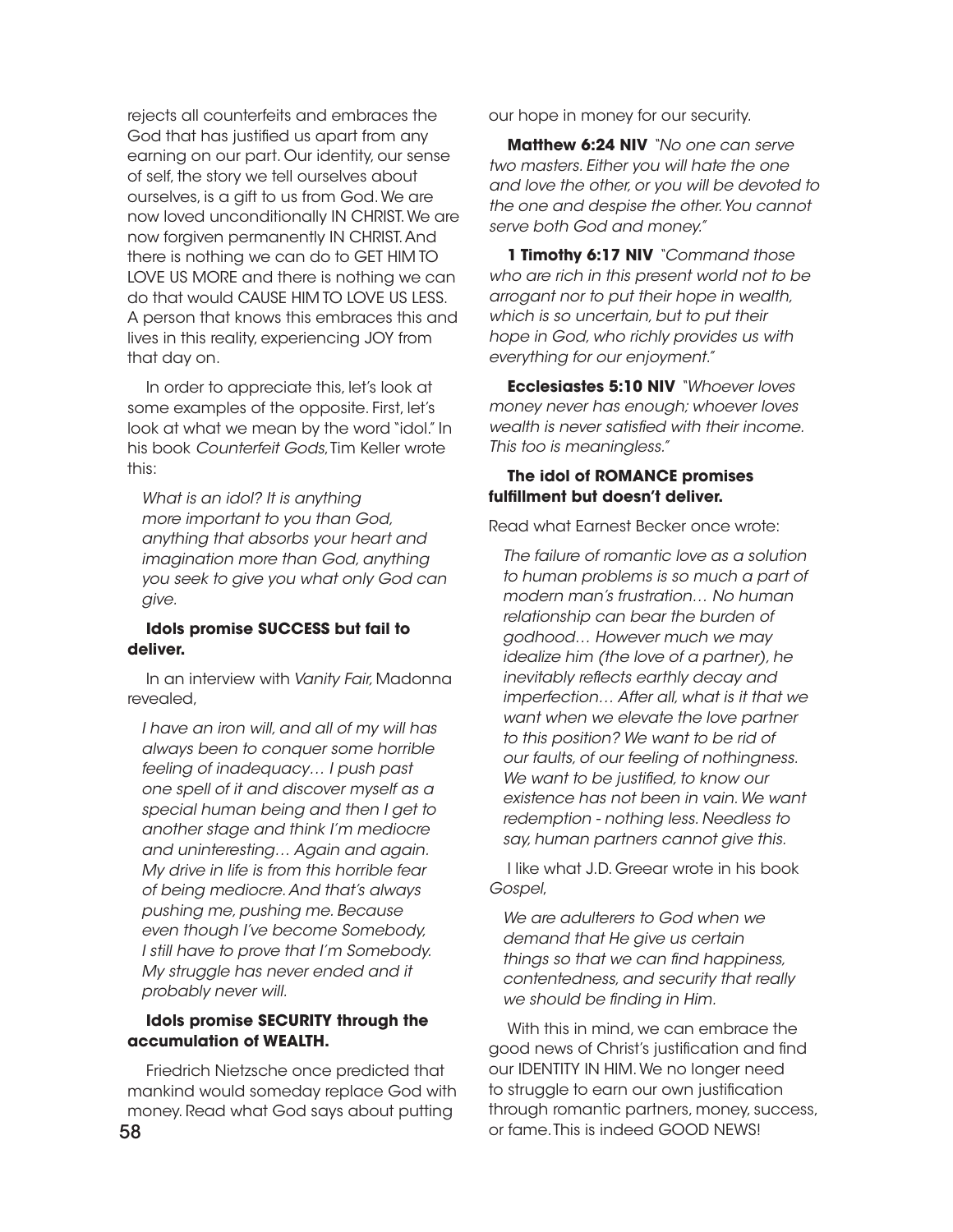rejects all counterfeits and embraces the God that has justified us apart from any earning on our part. Our identity, our sense of self, the story we tell ourselves about ourselves, is a gift to us from God. We are now loved unconditionally IN CHRIST. We are now forgiven permanently IN CHRIST. And there is nothing we can do to GET HIM TO LOVE US MORE and there is nothing we can do that would CAUSE HIM TO LOVE US LESS. A person that knows this embraces this and lives in this reality, experiencing JOY from that day on.

In order to appreciate this, let's look at some examples of the opposite. First, let's look at what we mean by the word "idol." In his book *Counterfeit Gods*, Tim Keller wrote this:

> *What is an idol? It is anything more important to you than God, anything that absorbs your heart and imagination more than God, anything you seek to give you what only God can give.*

**Idols promise SUCCESS but fail to deliver.**

In an interview with *Vanity Fair*, Madonna revealed,

> *I have an iron will, and all of my will has always been to conquer some horrible feeling of inadequacy… I push past one spell of it and discover myself as a special human being and then I get to another stage and think I'm mediocre and uninteresting… Again and again. My drive in life is from this horrible fear of being mediocre. And that's always pushing me, pushing me. Because even though I've become Somebody, I still have to prove that I'm Somebody. My struggle has never ended and it probably never will.*

**Idols promise SECURITY through the accumulation of WEALTH.**

Friedrich Nietzsche once predicted that mankind would someday replace God with money. Read what God says about putting our hope in money for our security.

**Matthew 6:24 NIV** *"No one can serve two masters. Either you will hate the one and love the other, or you will be devoted to the one and despise the other. You cannot serve both God and money."*

**1 Timothy 6:17 NIV** *"Command those who are rich in this present world not to be arrogant nor to put their hope in wealth, which is so uncertain, but to put their hope in God, who richly provides us with everything for our enjoyment."*

**Ecclesiastes 5:10 NIV** *"Whoever loves money never has enough; whoever loves wealth is never satisfied with their income. This too is meaningless."*

**The idol of ROMANCE promises fulfillment but doesn't deliver.**

Read what Earnest Becker once wrote:

> *The failure of romantic love as a solution to human problems is so much a part of modern man's frustration… No human relationship can bear the burden of godhood… However much we may idealize him (the love of a partner), he inevitably reflects earthly decay and imperfection… After all, what is it that we want when we elevate the love partner to this position? We want to be rid of our faults, of our feeling of nothingness. We want to be justified, to know our existence has not been in vain. We want redemption - nothing less. Needless to say, human partners cannot give this.*

I like what J.D. Greear wrote in his book *Gospel*,

> *We are adulterers to God when we demand that He give us certain things so that we can find happiness, contentedness, and security that really we should be finding in Him.*

With this in mind, we can embrace the good news of Christ's justification and find our IDENTITY IN HIM. We no longer need to struggle to earn our own justification through romantic partners, money, success, or fame. This is indeed GOOD NEWS!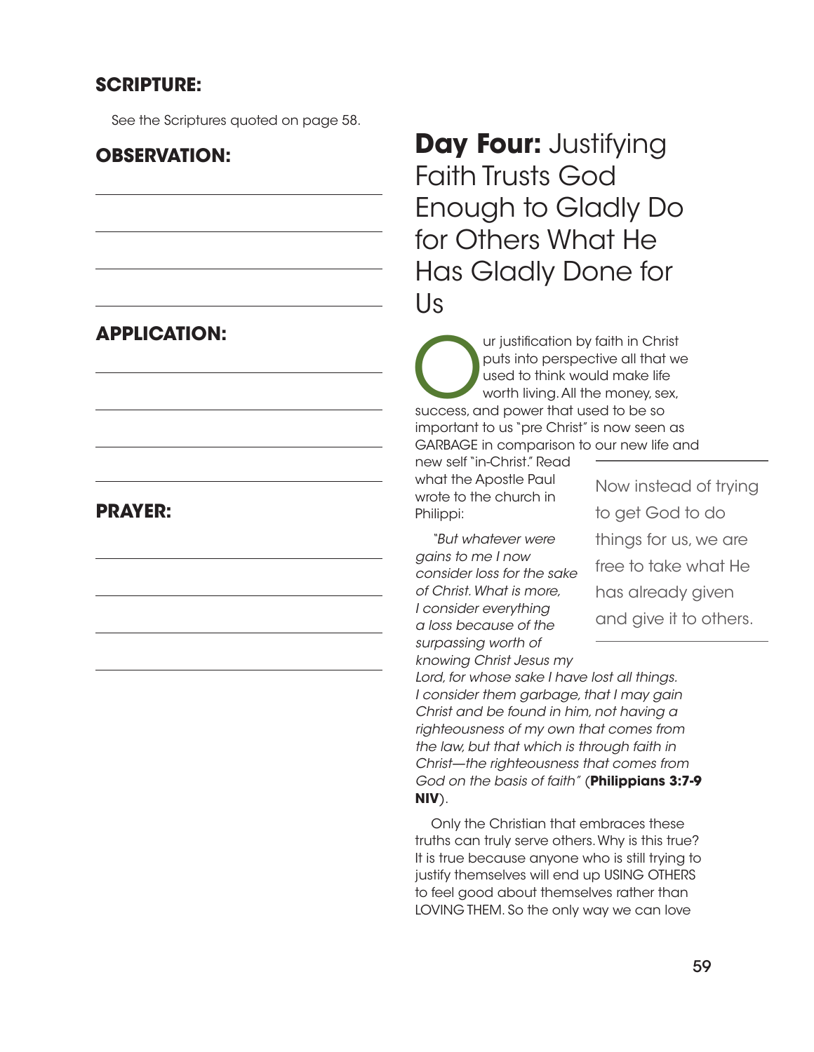## SCRIPTURE:

See the Scriptures quoted on page 58.

## OBSERVATION:

## APPLICATION:

## PRAYER:

# **Day Four:** Justifying Faith Trusts God Enough to Gladly Do for Others What He Has Gladly Done for Us

Our justification by faith in Christ puts into perspective all that we used to think would make life worth living. All the money, sex, success, and power that used to be so important to us "pre Christ" is now seen as GARBAGE in comparison to our new life and new self "in-Christ." Read what the Apostle Paul wrote to the church in Philippi:

> Now instead of trying to get God to do things for us, we are free to take what He has already given and give it to others.

*"But whatever were gains to me I now consider loss for the sake of Christ. What is more, I consider everything a loss because of the surpassing worth of knowing Christ Jesus my Lord, for whose sake I have lost all things. I consider them garbage, that I may gain Christ and be found in him, not having a righteousness of my own that comes from the law, but that which is through faith in Christ—the righteousness that comes from God on the basis of faith"* (**Philippians 3:7-9 NIV**).

Only the Christian that embraces these truths can truly serve others. Why is this true? It is true because anyone who is still trying to justify themselves will end up USING OTHERS to feel good about themselves rather than LOVING THEM. So the only way we can love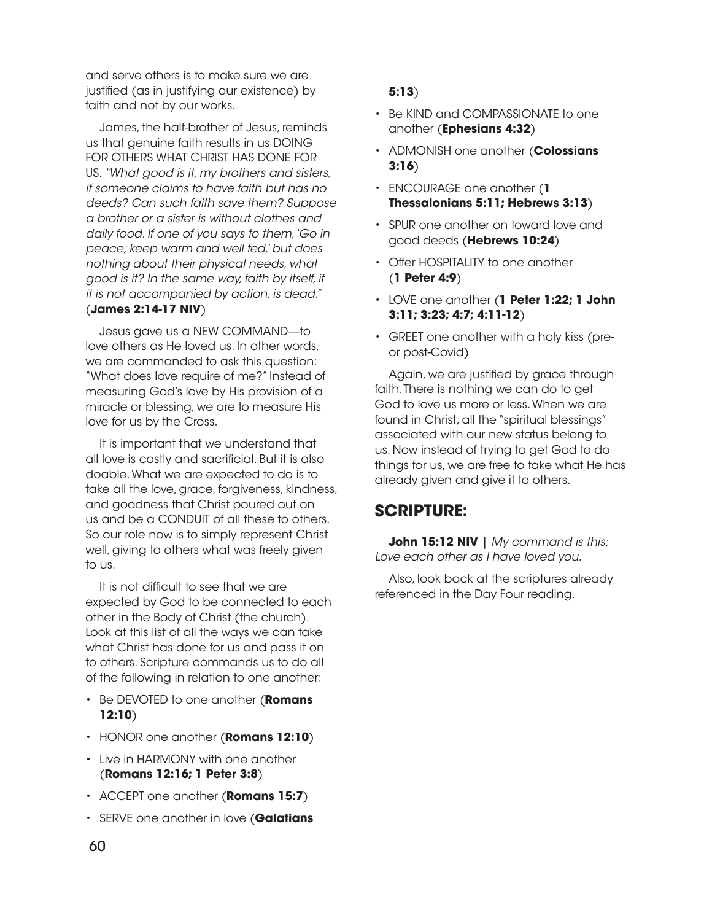and serve others is to make sure we are justified (as in justifying our existence) by faith and not by our works.

James, the half-brother of Jesus, reminds us that genuine faith results in us DOING FOR OTHERS WHAT CHRIST HAS DONE FOR US. *"What good is it, my brothers and sisters, if someone claims to have faith but has no deeds? Can such faith save them? Suppose a brother or a sister is without clothes and daily food. If one of you says to them, 'Go in peace; keep warm and well fed,' but does nothing about their physical needs, what good is it? In the same way, faith by itself, if it is not accompanied by action, is dead."* (**James 2:14-17 NIV**)

Jesus gave us a NEW COMMAND—to love others as He loved us. In other words, we are commanded to ask this question: "What does love require of me?" Instead of measuring God's love by His provision of a miracle or blessing, we are to measure His love for us by the Cross.

It is important that we understand that all love is costly and sacrificial. But it is also doable. What we are expected to do is to take all the love, grace, forgiveness, kindness, and goodness that Christ poured out on us and be a CONDUIT of all these to others. So our role now is to simply represent Christ well, giving to others what was freely given to us.

It is not difficult to see that we are expected by God to be connected to each other in the Body of Christ (the church). Look at this list of all the ways we can take what Christ has done for us and pass it on to others. Scripture commands us to do all of the following in relation to one another:

- Be DEVOTED to one another (**Romans 12:10**)
- HONOR one another (**Romans 12:10**)
- Live in HARMONY with one another (**Romans 12:16; 1 Peter 3:8**)
- ACCEPT one another (**Romans 15:7**)
- SERVE one another in love (**Galatians 5:13**)
- Be KIND and COMPASSIONATE to one another (**Ephesians 4:32**)
- ADMONISH one another (**Colossians 3:16**)
- ENCOURAGE one another (**1 Thessalonians 5:11; Hebrews 3:13**)
- SPUR one another on toward love and good deeds (**Hebrews 10:24**)
- Offer HOSPITALITY to one another (**1 Peter 4:9**)
- LOVE one another (**1 Peter 1:22; 1 John 3:11; 3:23; 4:7; 4:11-12**)
- GREET one another with a holy kiss (pre- or post-Covid)

Again, we are justified by grace through faith. There is nothing we can do to get God to love us more or less. When we are found in Christ, all the "spiritual blessings" associated with our new status belong to us. Now instead of trying to get God to do things for us, we are free to take what He has already given and give it to others.

## SCRIPTURE:

**John 15:12 NIV** | *My command is this: Love each other as I have loved you.*

Also, look back at the scriptures already referenced in the Day Four reading.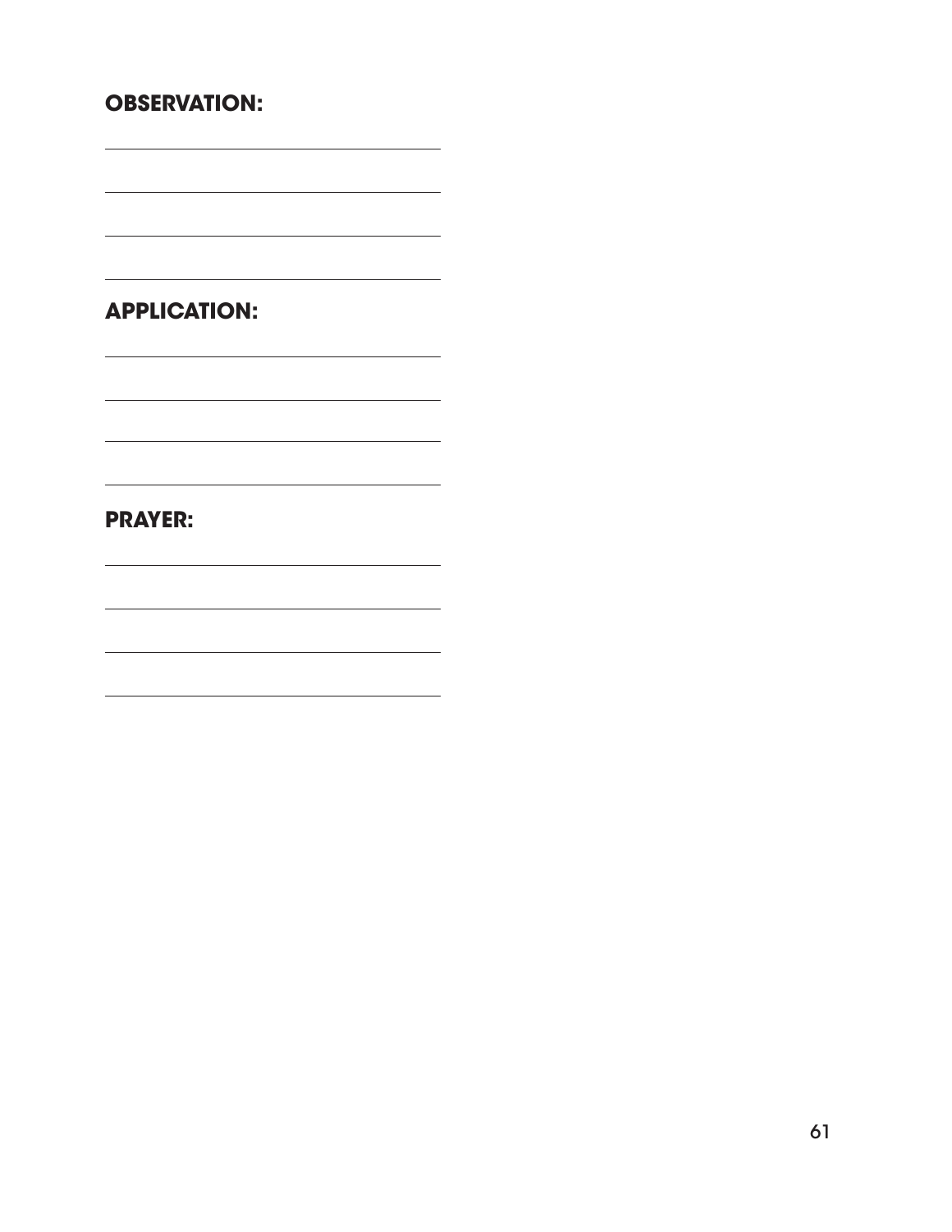**OBSERVATION:**

**APPLICATION:**

**PRAYER:**